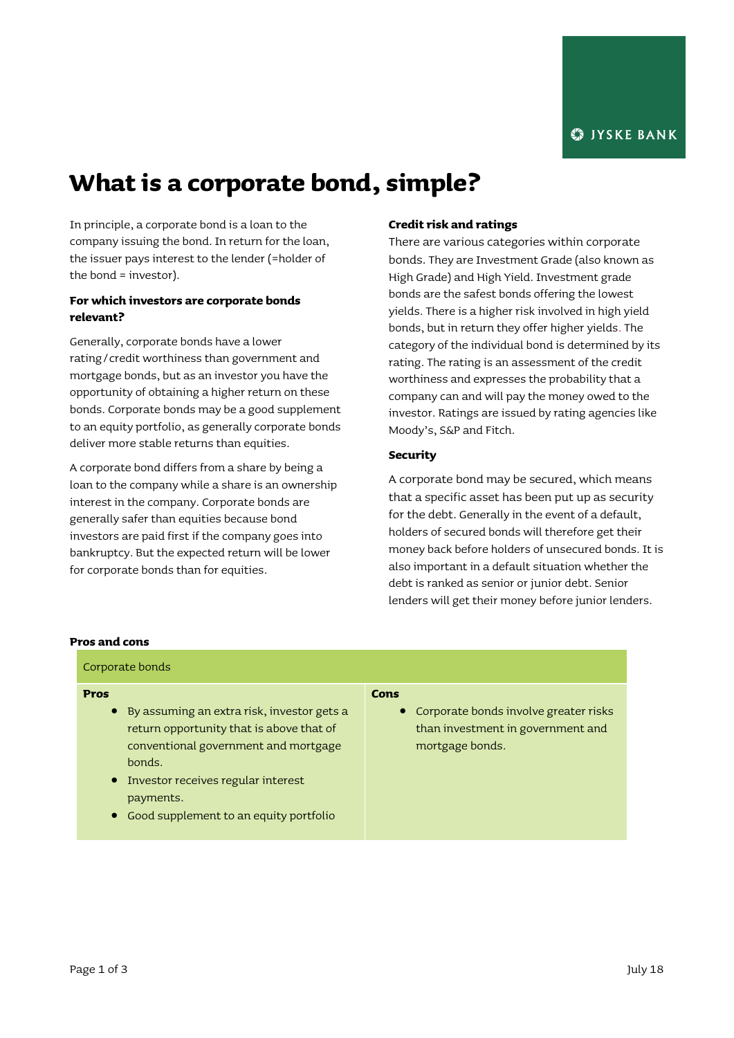# What is a corporate bond, simple?

In principle, a corporate bond is a loan to the company issuing the bond. In return for the loan, the issuer pays interest to the lender (=holder of the bond = investor).

**For which investors are corporate bonds relevant?**

Generally, corporate bonds have a lower rating/credit worthiness than government and mortgage bonds, but as an investor you have the opportunity of obtaining a higher return on these bonds. Corporate bonds may be a good supplement to an equity portfolio, as generally corporate bonds deliver more stable returns than equities.

A corporate bond differs from a share by being a loan to the company while a share is an ownership interest in the company. Corporate bonds are generally safer than equities because bond investors are paid first if the company goes into bankruptcy. But the expected return will be lower for corporate bonds than for equities.

**Credit risk and ratings**

There are various categories within corporate bonds. They are Investment Grade (also known as High Grade) and High Yield. Investment grade bonds are the safest bonds offering the lowest yields. There is a higher risk involved in high yield bonds, but in return they offer higher yields. The category of the individual bond is determined by its rating. The rating is an assessment of the credit worthiness and expresses the probability that a company can and will pay the money owed to the investor. Ratings are issued by rating agencies like Moody's, S&P and Fitch.

**Security**

A corporate bond may be secured, which means that a specific asset has been put up as security for the debt. Generally in the event of a default, holders of secured bonds will therefore get their money back before holders of unsecured bonds. It is also important in a default situation whether the debt is ranked as senior or junior debt. Senior lenders will get their money before junior lenders.

**Pros and cons**

| Corporate bonds | |
|---|---|
| **Pros** | **Cons** |
| • By assuming an extra risk, investor gets a return opportunity that is above that of conventional government and mortgage bonds.<br>• Investor receives regular interest payments.<br>• Good supplement to an equity portfolio | • Corporate bonds involve greater risks than investment in government and mortgage bonds. |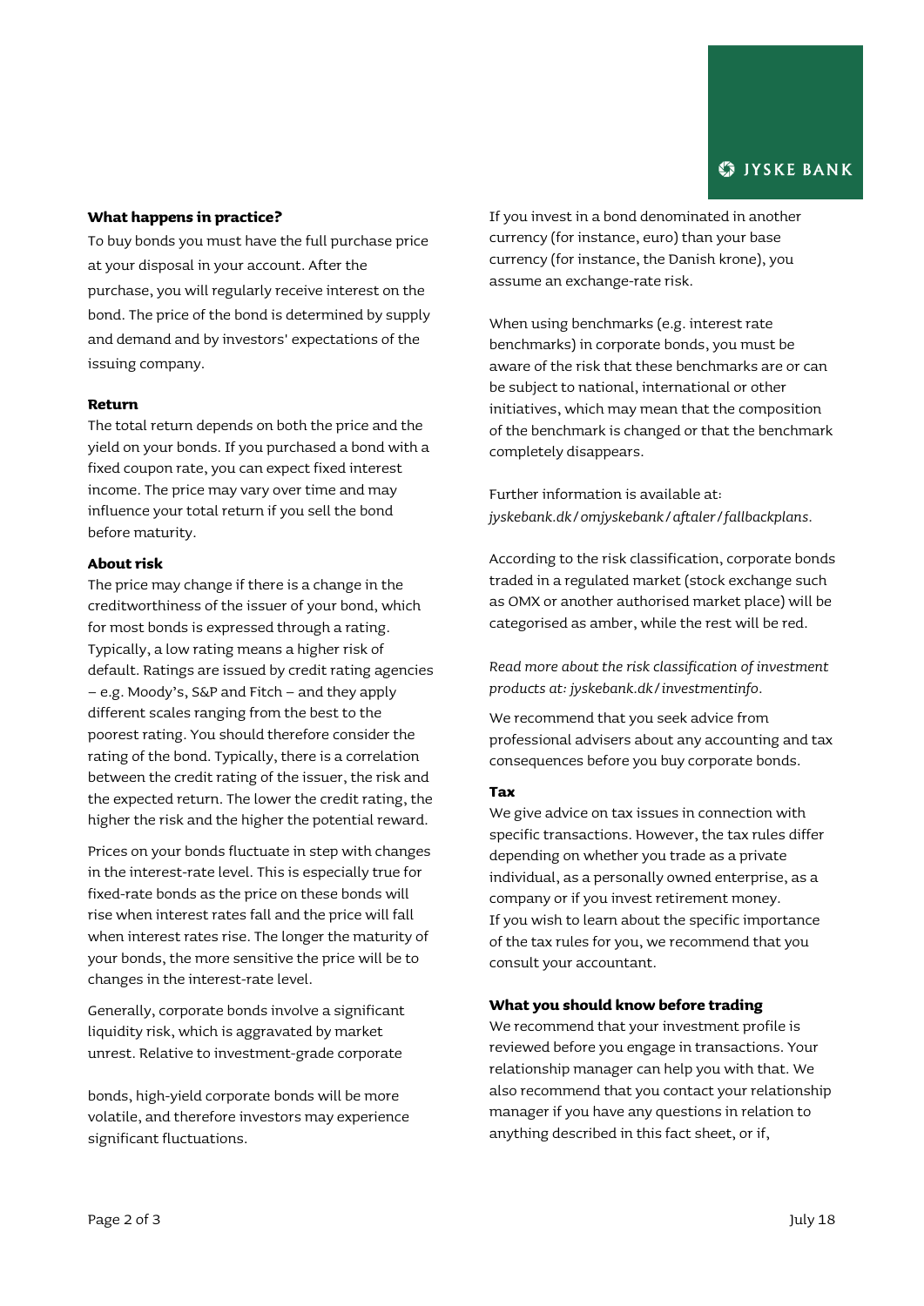### What happens in practice?

To buy bonds you must have the full purchase price at your disposal in your account. After the purchase, you will regularly receive interest on the bond. The price of the bond is determined by supply and demand and by investors' expectations of the issuing company.

### Return

The total return depends on both the price and the yield on your bonds. If you purchased a bond with a fixed coupon rate, you can expect fixed interest income. The price may vary over time and may influence your total return if you sell the bond before maturity.

### About risk

The price may change if there is a change in the creditworthiness of the issuer of your bond, which for most bonds is expressed through a rating. Typically, a low rating means a higher risk of default. Ratings are issued by credit rating agencies – e.g. Moody's, S&P and Fitch – and they apply different scales ranging from the best to the poorest rating. You should therefore consider the rating of the bond. Typically, there is a correlation between the credit rating of the issuer, the risk and the expected return. The lower the credit rating, the higher the risk and the higher the potential reward.

Prices on your bonds fluctuate in step with changes in the interest-rate level. This is especially true for fixed-rate bonds as the price on these bonds will rise when interest rates fall and the price will fall when interest rates rise. The longer the maturity of your bonds, the more sensitive the price will be to changes in the interest-rate level.

Generally, corporate bonds involve a significant liquidity risk, which is aggravated by market unrest. Relative to investment-grade corporate bonds, high-yield corporate bonds will be more volatile, and therefore investors may experience significant fluctuations.

If you invest in a bond denominated in another currency (for instance, euro) than your base currency (for instance, the Danish krone), you assume an exchange-rate risk.

When using benchmarks (e.g. interest rate benchmarks) in corporate bonds, you must be aware of the risk that these benchmarks are or can be subject to national, international or other initiatives, which may mean that the composition of the benchmark is changed or that the benchmark completely disappears.

Further information is available at: *jyskebank.dk/omjyskebank/aftaler/fallbackplans.*

According to the risk classification, corporate bonds traded in a regulated market (stock exchange such as OMX or another authorised market place) will be categorised as amber, while the rest will be red.

*Read more about the risk classification of investment products at: jyskebank.dk/investmentinfo.*

We recommend that you seek advice from professional advisers about any accounting and tax consequences before you buy corporate bonds.

### Tax

We give advice on tax issues in connection with specific transactions. However, the tax rules differ depending on whether you trade as a private individual, as a personally owned enterprise, as a company or if you invest retirement money.
If you wish to learn about the specific importance of the tax rules for you, we recommend that you consult your accountant.

### What you should know before trading

We recommend that your investment profile is reviewed before you engage in transactions. Your relationship manager can help you with that. We also recommend that you contact your relationship manager if you have any questions in relation to anything described in this fact sheet, or if,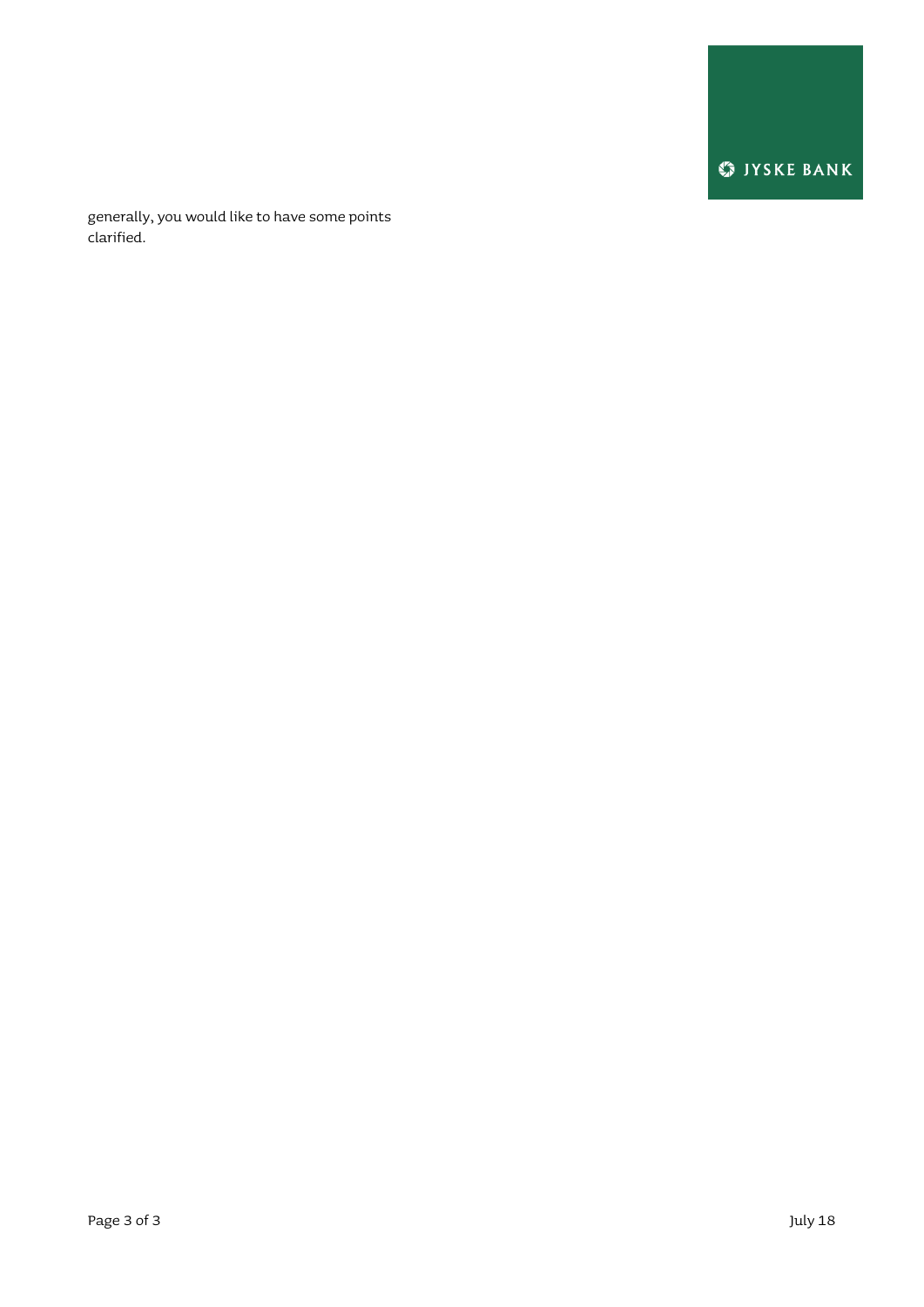generally, you would like to have some points clarified.